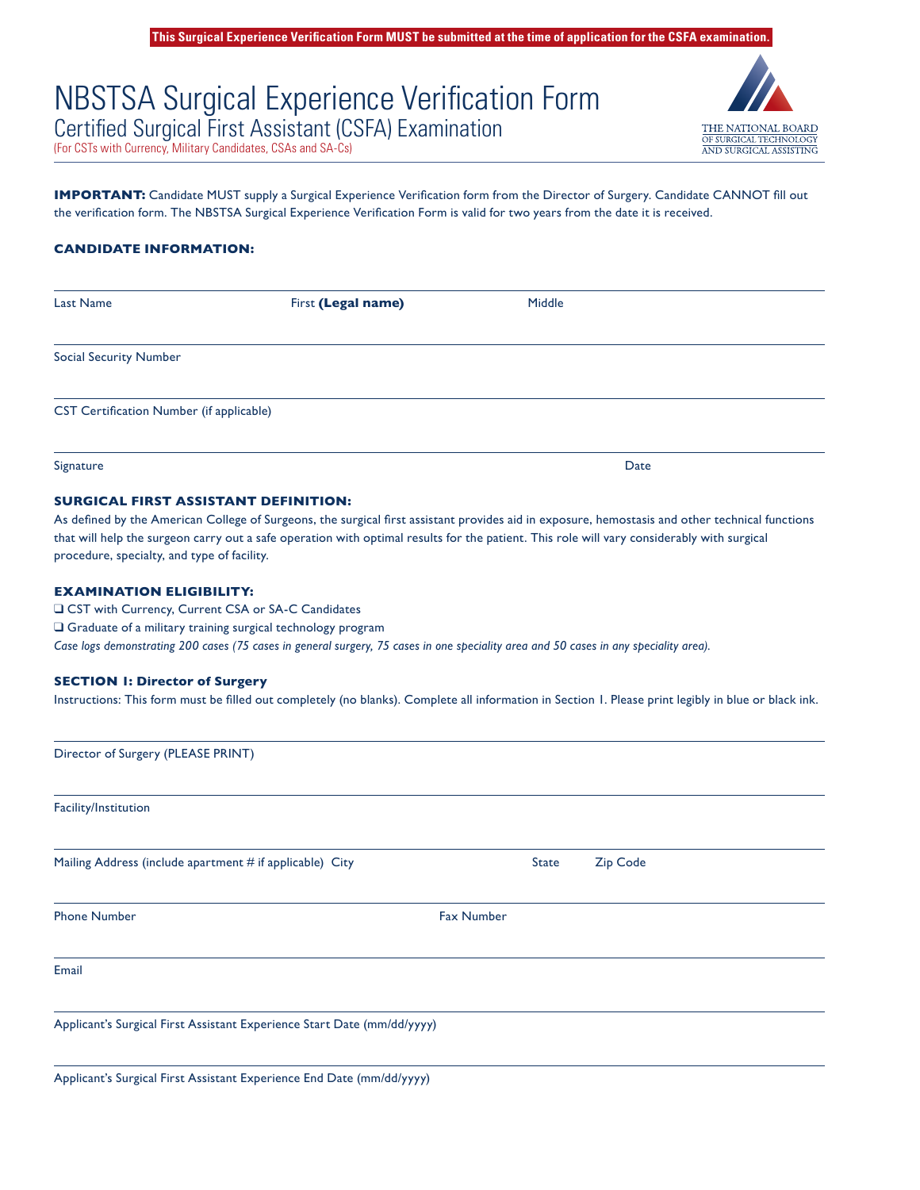**This Surgical Experience Verification Form MUST be submitted at the time of application for the CSFA examination.**

# NBSTSA Surgical Experience Verification Form

## Certified Surgical First Assistant (CSFA) Examination

(For CSTs with Currency, Military Candidates, CSAs and SA-Cs)

THE NATIONAL BOARD OF SURGICAL TECHNOLOGY AND SURGICAL ASSISTING

**IMPORTANT:** Candidate MUST supply a Surgical Experience Verification form from the Director of Surgery. Candidate CANNOT fill out the verification form. The NBSTSA Surgical Experience Verification Form is valid for two years from the date it is received.

**CANDIDATE INFORMATION:**

Last Name | First **(Legal name)** | Middle

Social Security Number

CST Certification Number (if applicable)

Signature | Date

**SURGICAL FIRST ASSISTANT DEFINITION:**

As defined by the American College of Surgeons, the surgical first assistant provides aid in exposure, hemostasis and other technical functions that will help the surgeon carry out a safe operation with optimal results for the patient. This role will vary considerably with surgical procedure, specialty, and type of facility.

**EXAMINATION ELIGIBILITY:**

- ❑ CST with Currency, Current CSA or SA-C Candidates
- ❑ Graduate of a military training surgical technology program

*Case logs demonstrating 200 cases (75 cases in general surgery, 75 cases in one speciality area and 50 cases in any speciality area).*

**SECTION 1: Director of Surgery**

Instructions: This form must be filled out completely (no blanks). Complete all information in Section 1. Please print legibly in blue or black ink.

Director of Surgery (PLEASE PRINT)

Facility/Institution

Mailing Address (include apartment # if applicable) | City | State | Zip Code

Phone Number | Fax Number

Email

Applicant's Surgical First Assistant Experience Start Date (mm/dd/yyyy)

Applicant's Surgical First Assistant Experience End Date (mm/dd/yyyy)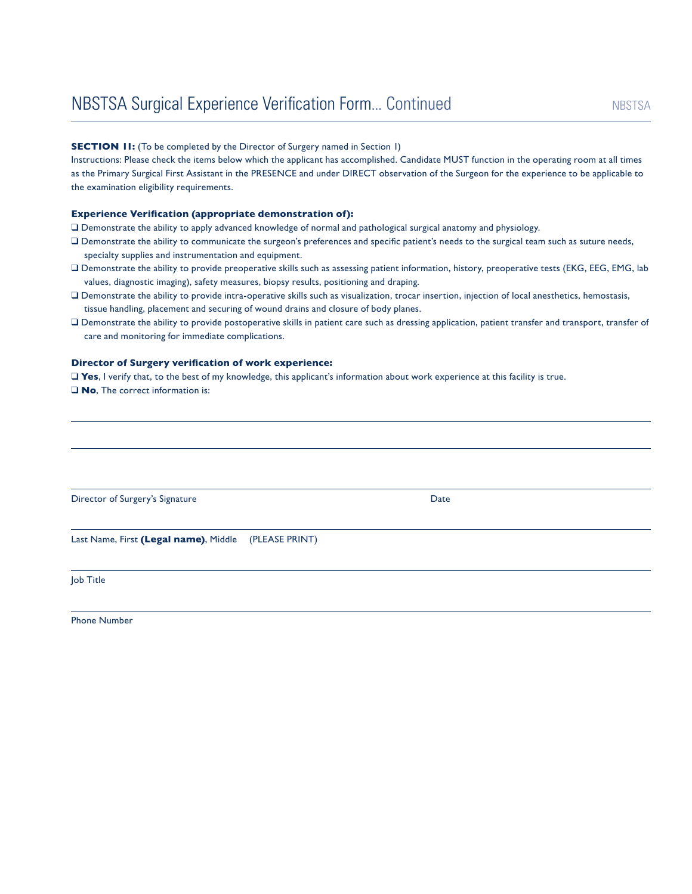# NBSTSA Surgical Experience Verification Form... Continued

**SECTION II:** (To be completed by the Director of Surgery named in Section 1)

Instructions: Please check the items below which the applicant has accomplished. Candidate MUST function in the operating room at all times as the Primary Surgical First Assistant in the PRESENCE and under DIRECT observation of the Surgeon for the experience to be applicable to the examination eligibility requirements.

**Experience Verification (appropriate demonstration of):**

❑ Demonstrate the ability to apply advanced knowledge of normal and pathological surgical anatomy and physiology.

❑ Demonstrate the ability to communicate the surgeon's preferences and specific patient's needs to the surgical team such as suture needs, specialty supplies and instrumentation and equipment.

❑ Demonstrate the ability to provide preoperative skills such as assessing patient information, history, preoperative tests (EKG, EEG, EMG, lab values, diagnostic imaging), safety measures, biopsy results, positioning and draping.

❑ Demonstrate the ability to provide intra-operative skills such as visualization, trocar insertion, injection of local anesthetics, hemostasis, tissue handling, placement and securing of wound drains and closure of body planes.

❑ Demonstrate the ability to provide postoperative skills in patient care such as dressing application, patient transfer and transport, transfer of care and monitoring for immediate complications.

**Director of Surgery verification of work experience:**

❑ **Yes**, I verify that, to the best of my knowledge, this applicant's information about work experience at this facility is true.

❑ **No**, The correct information is:

______________________________________________________________________

______________________________________________________________________

______________________________________________________________________

Director of Surgery's Signature                                        Date

______________________________________________________________________

Last Name, First **(Legal name)**, Middle     (PLEASE PRINT)

______________________________________________________________________

Job Title

______________________________________________________________________

Phone Number